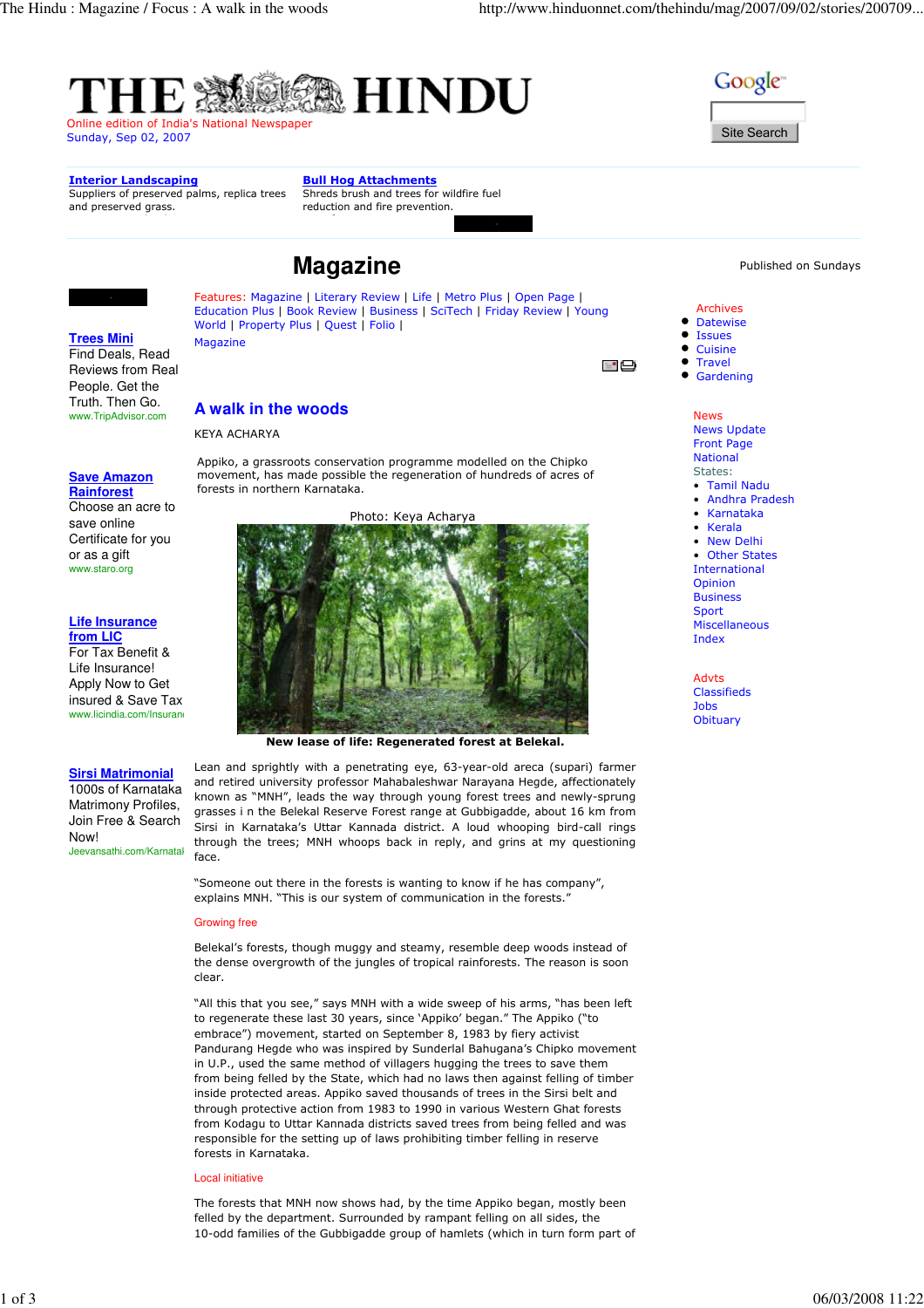# A walk in the woods

KEYA ACHARYA

Appiko, a grassroots conservation programme modelled on the Chipko movement, has made possible the regeneration of hundreds of acres of forests in northern Karnataka.

Photo: Keya Acharya

**New lease of life: Regenerated forest at Belekal.**

Lean and sprightly with a penetrating eye, 63-year-old areca (supari) farmer and retired university professor Mahabaleshwar Narayana Hegde, affectionately known as "MNH", leads the way through young forest trees and newly-sprung grasses i n the Belekal Reserve Forest range at Gubbigadde, about 16 km from Sirsi in Karnataka's Uttar Kannada district. A loud whooping bird-call rings through the trees; MNH whoops back in reply, and grins at my questioning face.

"Someone out there in the forests is wanting to know if he has company", explains MNH. "This is our system of communication in the forests."

## Growing free

Belekal's forests, though muggy and steamy, resemble deep woods instead of the dense overgrowth of the jungles of tropical rainforests. The reason is soon clear.

"All this that you see," says MNH with a wide sweep of his arms, "has been left to regenerate these last 30 years, since 'Appiko' began." The Appiko ("to embrace") movement, started on September 8, 1983 by fiery activist Pandurang Hegde who was inspired by Sunderlal Bahugana's Chipko movement in U.P., used the same method of villagers hugging the trees to save them from being felled by the State, which had no laws then against felling of timber inside protected areas. Appiko saved thousands of trees in the Sirsi belt and through protective action from 1983 to 1990 in various Western Ghat forests from Kodagu to Uttar Kannada districts saved trees from being felled and was responsible for the setting up of laws prohibiting timber felling in reserve forests in Karnataka.

## Local initiative

The forests that MNH now shows had, by the time Appiko began, mostly been felled by the department. Surrounded by rampant felling on all sides, the 10-odd families of the Gubbigadde group of hamlets (which in turn form part of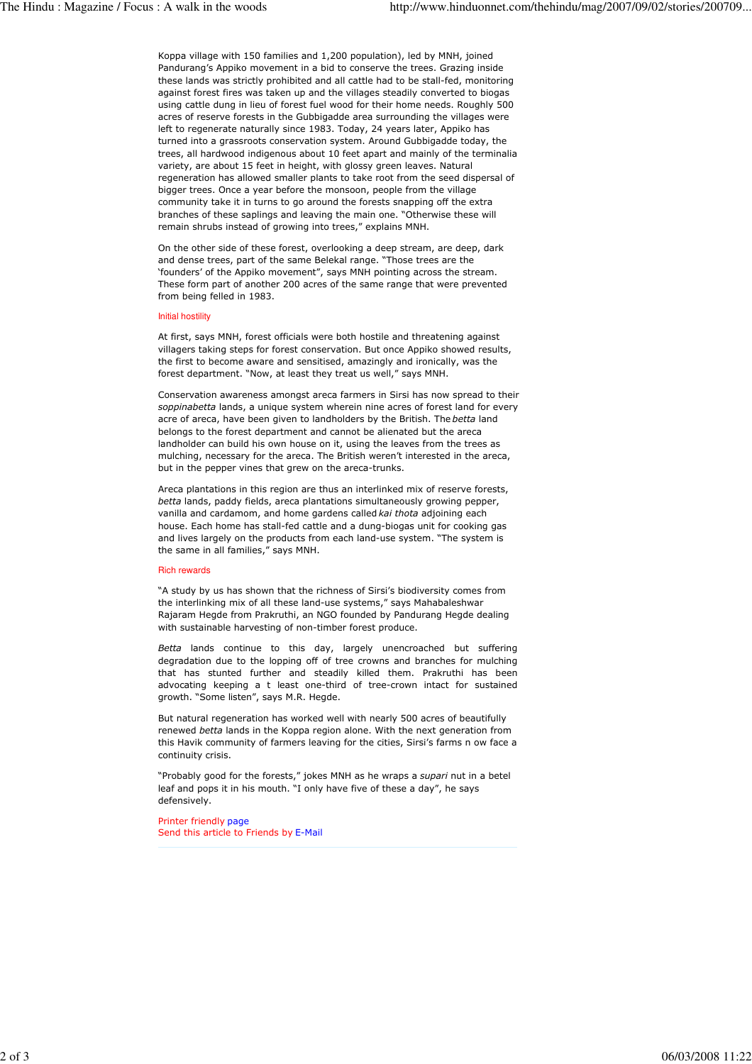Koppa village with 150 families and 1,200 population), led by MNH, joined Pandurang's Appiko movement in a bid to conserve the trees. Grazing inside these lands was strictly prohibited and all cattle had to be stall-fed, monitoring against forest fires was taken up and the villages steadily converted to biogas using cattle dung in lieu of forest fuel wood for their home needs. Roughly 500 acres of reserve forests in the Gubbigadde area surrounding the villages were left to regenerate naturally since 1983. Today, 24 years later, Appiko has turned into a grassroots conservation system. Around Gubbigadde today, the trees, all hardwood indigenous about 10 feet apart and mainly of the terminalia variety, are about 15 feet in height, with glossy green leaves. Natural regeneration has allowed smaller plants to take root from the seed dispersal of bigger trees. Once a year before the monsoon, people from the village community take it in turns to go around the forests snapping off the extra branches of these saplings and leaving the main one. "Otherwise these will remain shrubs instead of growing into trees," explains MNH.

On the other side of these forest, overlooking a deep stream, are deep, dark and dense trees, part of the same Belekal range. "Those trees are the 'founders' of the Appiko movement", says MNH pointing across the stream. These form part of another 200 acres of the same range that were prevented from being felled in 1983.

## Initial hostility

At first, says MNH, forest officials were both hostile and threatening against villagers taking steps for forest conservation. But once Appiko showed results, the first to become aware and sensitised, amazingly and ironically, was the forest department. "Now, at least they treat us well," says MNH.

Conservation awareness amongst areca farmers in Sirsi has now spread to their *soppinabetta* lands, a unique system wherein nine acres of forest land for every acre of areca, have been given to landholders by the British. The *betta* land belongs to the forest department and cannot be alienated but the areca landholder can build his own house on it, using the leaves from the trees as mulching, necessary for the areca. The British weren't interested in the areca, but in the pepper vines that grew on the areca-trunks.

Areca plantations in this region are thus an interlinked mix of reserve forests, *betta* lands, paddy fields, areca plantations simultaneously growing pepper, vanilla and cardamom, and home gardens called *kai thota* adjoining each house. Each home has stall-fed cattle and a dung-biogas unit for cooking gas and lives largely on the products from each land-use system. "The system is the same in all families," says MNH.

## Rich rewards

"A study by us has shown that the richness of Sirsi's biodiversity comes from the interlinking mix of all these land-use systems," says Mahabaleshwar Rajaram Hegde from Prakruthi, an NGO founded by Pandurang Hegde dealing with sustainable harvesting of non-timber forest produce.

*Betta* lands continue to this day, largely unencroached but suffering degradation due to the lopping off of tree crowns and branches for mulching that has stunted further and steadily killed them. Prakruthi has been advocating keeping a t least one-third of tree-crown intact for sustained growth. "Some listen", says M.R. Hegde.

But natural regeneration has worked well with nearly 500 acres of beautifully renewed *betta* lands in the Koppa region alone. With the next generation from this Havik community of farmers leaving for the cities, Sirsi's farms n ow face a continuity crisis.

"Probably good for the forests," jokes MNH as he wraps a *supari* nut in a betel leaf and pops it in his mouth. "I only have five of these a day", he says defensively.

Printer friendly page
Send this article to Friends by E-Mail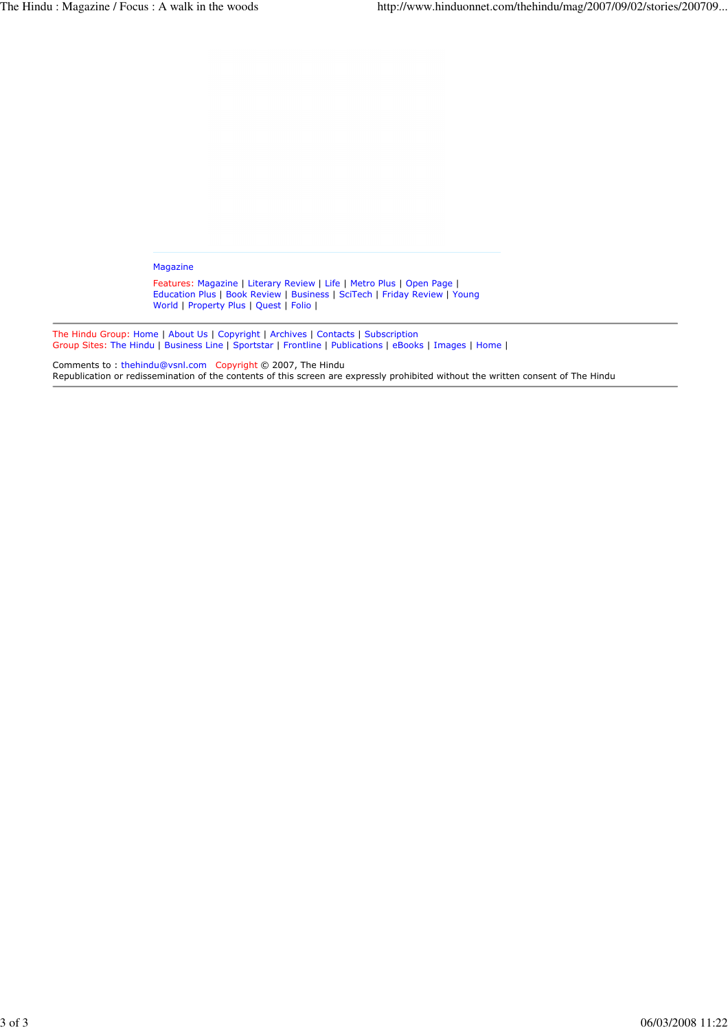Magazine

Features: Magazine | Literary Review | Life | Metro Plus | Open Page | Education Plus | Book Review | Business | SciTech | Friday Review | Young World | Property Plus | Quest | Folio |

---

The Hindu Group: Home | About Us | Copyright | Archives | Contacts | Subscription
Group Sites: The Hindu | Business Line | Sportstar | Frontline | Publications | eBooks | Images | Home |

Comments to : thehindu@vsnl.com   Copyright © 2007, The Hindu
Republication or redissemination of the contents of this screen are expressly prohibited without the written consent of The Hindu

---